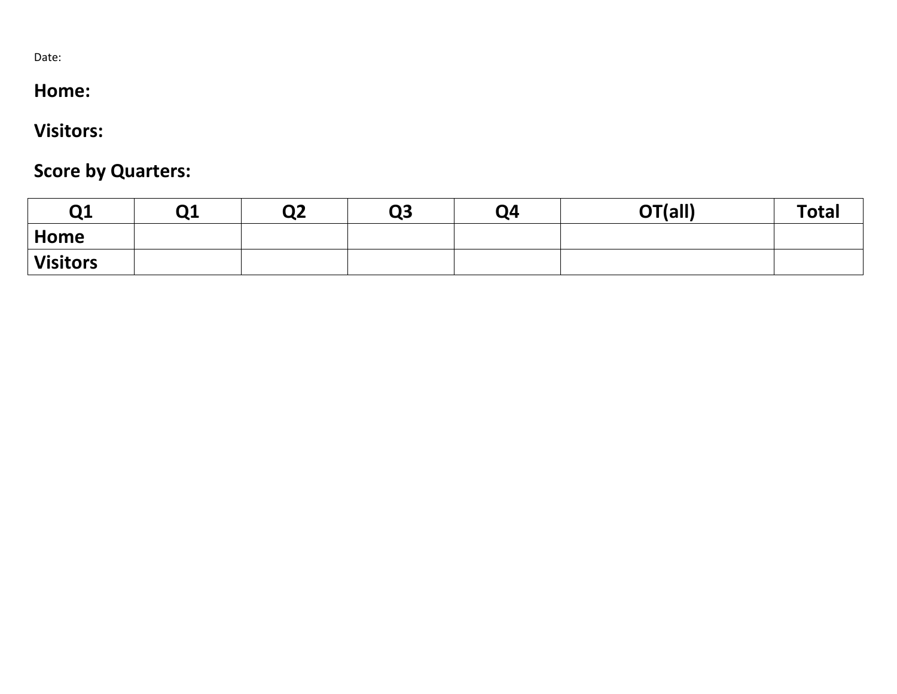Date:

**Home:**

**Visitors:**

**Score by Quarters:**

| Q1 | Q1 | Q2 | Q3 | Q4 | OT(all) | Total |
|---|---|---|---|---|---|---|
| **Home** | | | | | | |
| **Visitors** | | | | | | |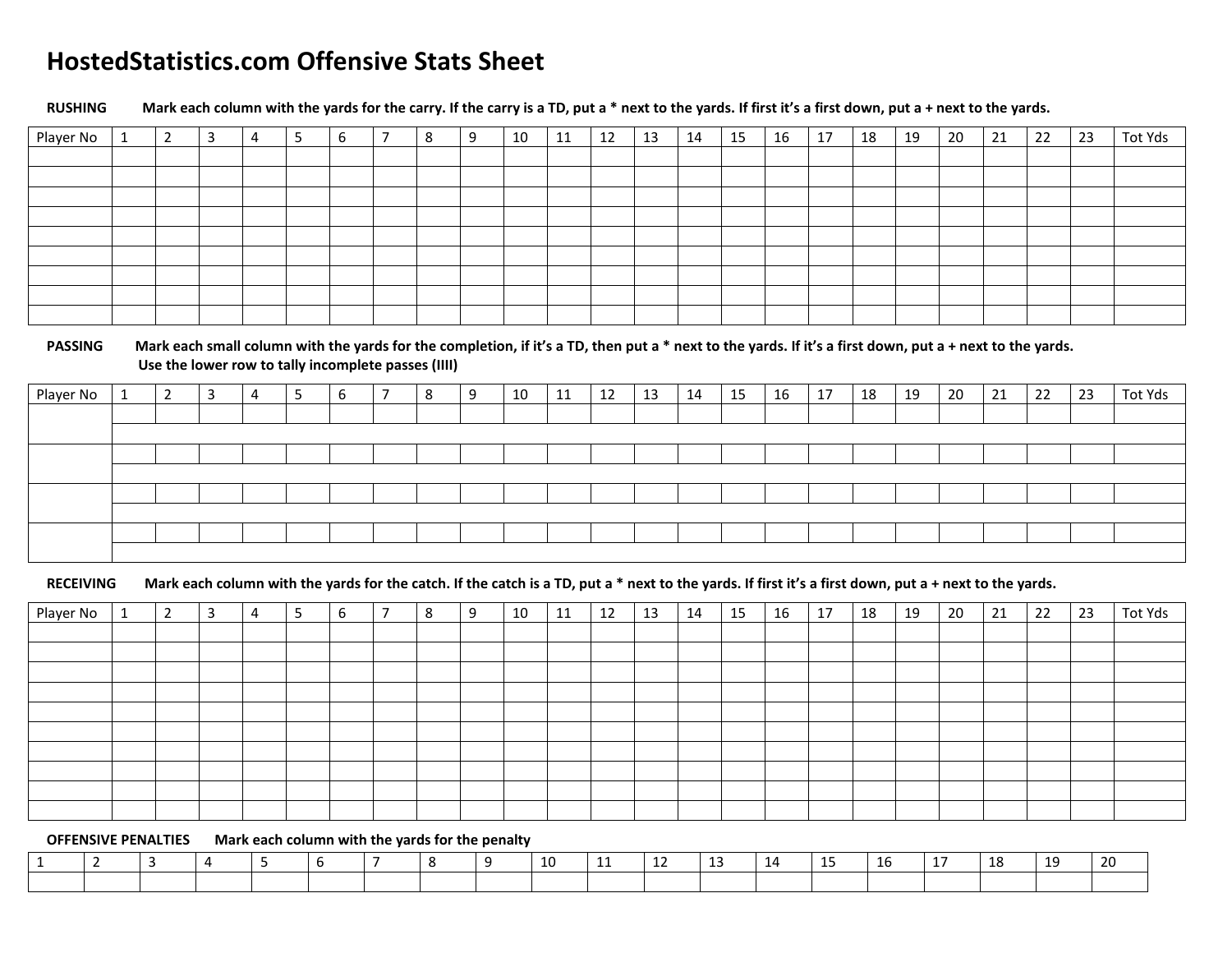# HostedStatistics.com Offensive Stats Sheet

**RUSHING** **Mark each column with the yards for the carry. If the carry is a TD, put a * next to the yards. If first it's a first down, put a + next to the yards.**

| Player No | 1 | 2 | 3 | 4 | 5 | 6 | 7 | 8 | 9 | 10 | 11 | 12 | 13 | 14 | 15 | 16 | 17 | 18 | 19 | 20 | 21 | 22 | 23 | Tot Yds |
|---|---|---|---|---|---|---|---|---|---|---|---|---|---|---|---|---|---|---|---|---|---|---|---|---|
| | | | | | | | | | | | | | | | | | | | | | | | | |
| | | | | | | | | | | | | | | | | | | | | | | | | |
| | | | | | | | | | | | | | | | | | | | | | | | | |
| | | | | | | | | | | | | | | | | | | | | | | | | |
| | | | | | | | | | | | | | | | | | | | | | | | | |
| | | | | | | | | | | | | | | | | | | | | | | | | |
| | | | | | | | | | | | | | | | | | | | | | | | | |
| | | | | | | | | | | | | | | | | | | | | | | | | |
| | | | | | | | | | | | | | | | | | | | | | | | | |

**PASSING** **Mark each small column with the yards for the completion, if it's a TD, then put a * next to the yards. If it's a first down, put a + next to the yards.**
**Use the lower row to tally incomplete passes (IIII)**

| Player No | 1 | 2 | 3 | 4 | 5 | 6 | 7 | 8 | 9 | 10 | 11 | 12 | 13 | 14 | 15 | 16 | 17 | 18 | 19 | 20 | 21 | 22 | 23 | Tot Yds |
|---|---|---|---|---|---|---|---|---|---|---|---|---|---|---|---|---|---|---|---|---|---|---|---|---|
| | | | | | | | | | | | | | | | | | | | | | | | | |
| | | | | | | | | | | | | | | | | | | | | | | | | |
| | | | | | | | | | | | | | | | | | | | | | | | | |
| | | | | | | | | | | | | | | | | | | | | | | | | |
| | | | | | | | | | | | | | | | | | | | | | | | | |
| | | | | | | | | | | | | | | | | | | | | | | | | |
| | | | | | | | | | | | | | | | | | | | | | | | | |
| | | | | | | | | | | | | | | | | | | | | | | | | |

**RECEIVING** **Mark each column with the yards for the catch. If the catch is a TD, put a * next to the yards. If first it's a first down, put a + next to the yards.**

| Player No | 1 | 2 | 3 | 4 | 5 | 6 | 7 | 8 | 9 | 10 | 11 | 12 | 13 | 14 | 15 | 16 | 17 | 18 | 19 | 20 | 21 | 22 | 23 | Tot Yds |
|---|---|---|---|---|---|---|---|---|---|---|---|---|---|---|---|---|---|---|---|---|---|---|---|---|
| | | | | | | | | | | | | | | | | | | | | | | | | |
| | | | | | | | | | | | | | | | | | | | | | | | | |
| | | | | | | | | | | | | | | | | | | | | | | | | |
| | | | | | | | | | | | | | | | | | | | | | | | | |
| | | | | | | | | | | | | | | | | | | | | | | | | |
| | | | | | | | | | | | | | | | | | | | | | | | | |
| | | | | | | | | | | | | | | | | | | | | | | | | |
| | | | | | | | | | | | | | | | | | | | | | | | | |
| | | | | | | | | | | | | | | | | | | | | | | | | |
| | | | | | | | | | | | | | | | | | | | | | | | | |

**OFFENSIVE PENALTIES** **Mark each column with the yards for the penalty**

| 1 | 2 | 3 | 4 | 5 | 6 | 7 | 8 | 9 | 10 | 11 | 12 | 13 | 14 | 15 | 16 | 17 | 18 | 19 | 20 |
|---|---|---|---|---|---|---|---|---|---|---|---|---|---|---|---|---|---|---|---|
| | | | | | | | | | | | | | | | | | | | |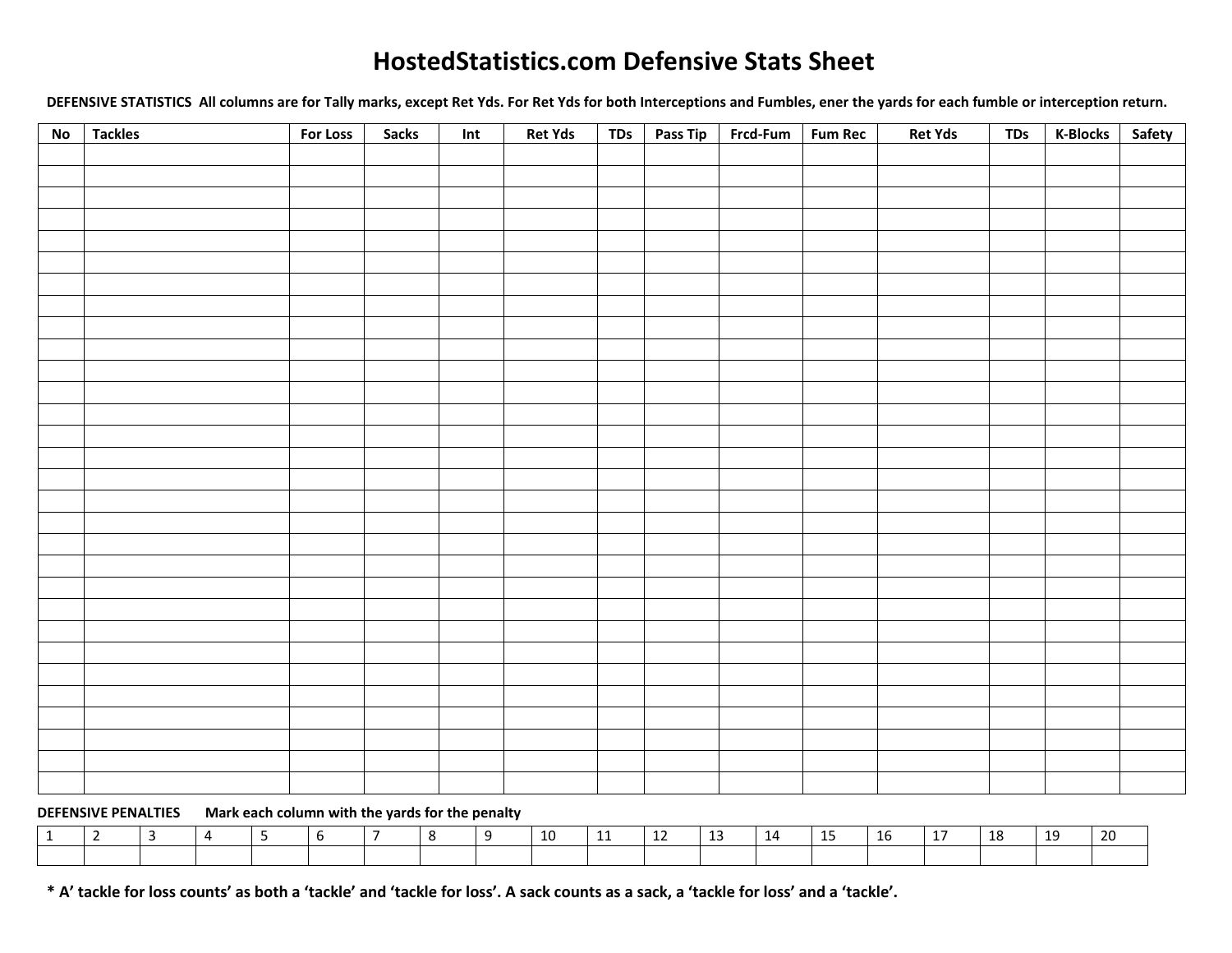# HostedStatistics.com Defensive Stats Sheet

**DEFENSIVE STATISTICS All columns are for Tally marks, except Ret Yds. For Ret Yds for both Interceptions and Fumbles, ener the yards for each fumble or interception return.**

| No | Tackles | For Loss | Sacks | Int | Ret Yds | TDs | Pass Tip | Frcd-Fum | Fum Rec | Ret Yds | TDs | K-Blocks | Safety |
|---|---|---|---|---|---|---|---|---|---|---|---|---|---|
| | | | | | | | | | | | | | |
| | | | | | | | | | | | | | |
| | | | | | | | | | | | | | |
| | | | | | | | | | | | | | |
| | | | | | | | | | | | | | |
| | | | | | | | | | | | | | |
| | | | | | | | | | | | | | |
| | | | | | | | | | | | | | |
| | | | | | | | | | | | | | |
| | | | | | | | | | | | | | |
| | | | | | | | | | | | | | |
| | | | | | | | | | | | | | |
| | | | | | | | | | | | | | |
| | | | | | | | | | | | | | |
| | | | | | | | | | | | | | |
| | | | | | | | | | | | | | |
| | | | | | | | | | | | | | |
| | | | | | | | | | | | | | |
| | | | | | | | | | | | | | |
| | | | | | | | | | | | | | |
| | | | | | | | | | | | | | |
| | | | | | | | | | | | | | |
| | | | | | | | | | | | | | |
| | | | | | | | | | | | | | |
| | | | | | | | | | | | | | |
| | | | | | | | | | | | | | |
| | | | | | | | | | | | | | |
| | | | | | | | | | | | | | |
| | | | | | | | | | | | | | |
| | | | | | | | | | | | | | |

**DEFENSIVE PENALTIES** **Mark each column with the yards for the penalty**

| 1 | 2 | 3 | 4 | 5 | 6 | 7 | 8 | 9 | 10 | 11 | 12 | 13 | 14 | 15 | 16 | 17 | 18 | 19 | 20 |
|---|---|---|---|---|---|---|---|---|---|---|---|---|---|---|---|---|---|---|---|
| | | | | | | | | | | | | | | | | | | | |

**\* A' tackle for loss counts' as both a 'tackle' and 'tackle for loss'. A sack counts as a sack, a 'tackle for loss' and a 'tackle'.**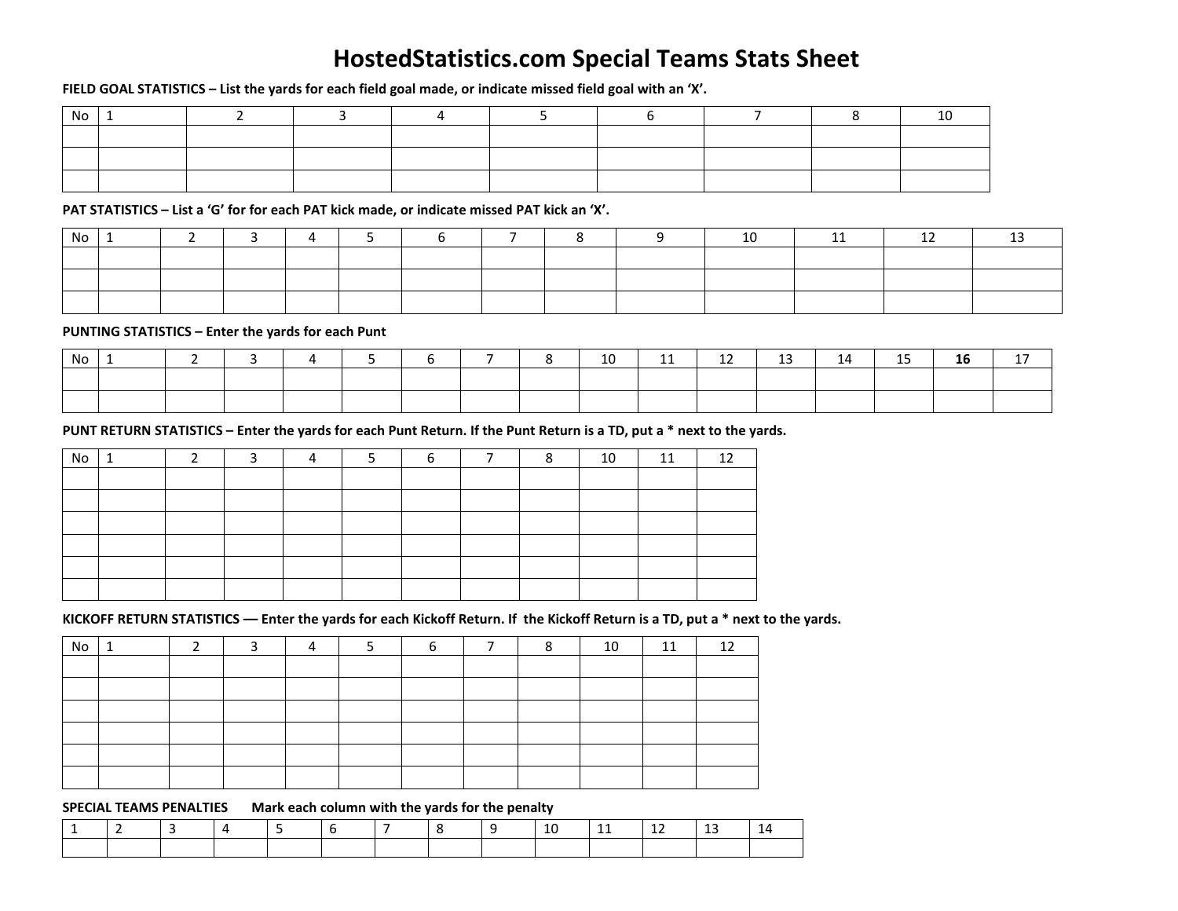# HostedStatistics.com Special Teams Stats Sheet

**FIELD GOAL STATISTICS – List the yards for each field goal made, or indicate missed field goal with an 'X'.**

| No | 1 | 2 | 3 | 4 | 5 | 6 | 7 | 8 | 10 |
|---|---|---|---|---|---|---|---|---|---|
| | | | | | | | | | |
| | | | | | | | | | |
| | | | | | | | | | |

**PAT STATISTICS – List a 'G' for for each PAT kick made, or indicate missed PAT kick an 'X'.**

| No | 1 | 2 | 3 | 4 | 5 | 6 | 7 | 8 | 9 | 10 | 11 | 12 | 13 |
|---|---|---|---|---|---|---|---|---|---|---|---|---|---|
| | | | | | | | | | | | | | |
| | | | | | | | | | | | | | |
| | | | | | | | | | | | | | |

**PUNTING STATISTICS – Enter the yards for each Punt**

| No | 1 | 2 | 3 | 4 | 5 | 6 | 7 | 8 | 10 | 11 | 12 | 13 | 14 | 15 | **16** | 17 |
|---|---|---|---|---|---|---|---|---|---|---|---|---|---|---|---|---|
| | | | | | | | | | | | | | | | | |
| | | | | | | | | | | | | | | | | |

**PUNT RETURN STATISTICS – Enter the yards for each Punt Return. If the Punt Return is a TD, put a * next to the yards.**

| No | 1 | 2 | 3 | 4 | 5 | 6 | 7 | 8 | 10 | 11 | 12 |
|---|---|---|---|---|---|---|---|---|---|---|---|
| | | | | | | | | | | | |
| | | | | | | | | | | | |
| | | | | | | | | | | | |
| | | | | | | | | | | | |
| | | | | | | | | | | | |
| | | | | | | | | | | | |

**KICKOFF RETURN STATISTICS — Enter the yards for each Kickoff Return. If the Kickoff Return is a TD, put a * next to the yards.**

| No | 1 | 2 | 3 | 4 | 5 | 6 | 7 | 8 | 10 | 11 | 12 |
|---|---|---|---|---|---|---|---|---|---|---|---|
| | | | | | | | | | | | |
| | | | | | | | | | | | |
| | | | | | | | | | | | |
| | | | | | | | | | | | |
| | | | | | | | | | | | |
| | | | | | | | | | | | |

**SPECIAL TEAMS PENALTIES** Mark each column with the yards for the penalty

| 1 | 2 | 3 | 4 | 5 | 6 | 7 | 8 | 9 | 10 | 11 | 12 | 13 | 14 |
|---|---|---|---|---|---|---|---|---|---|---|---|---|---|
| | | | | | | | | | | | | | |